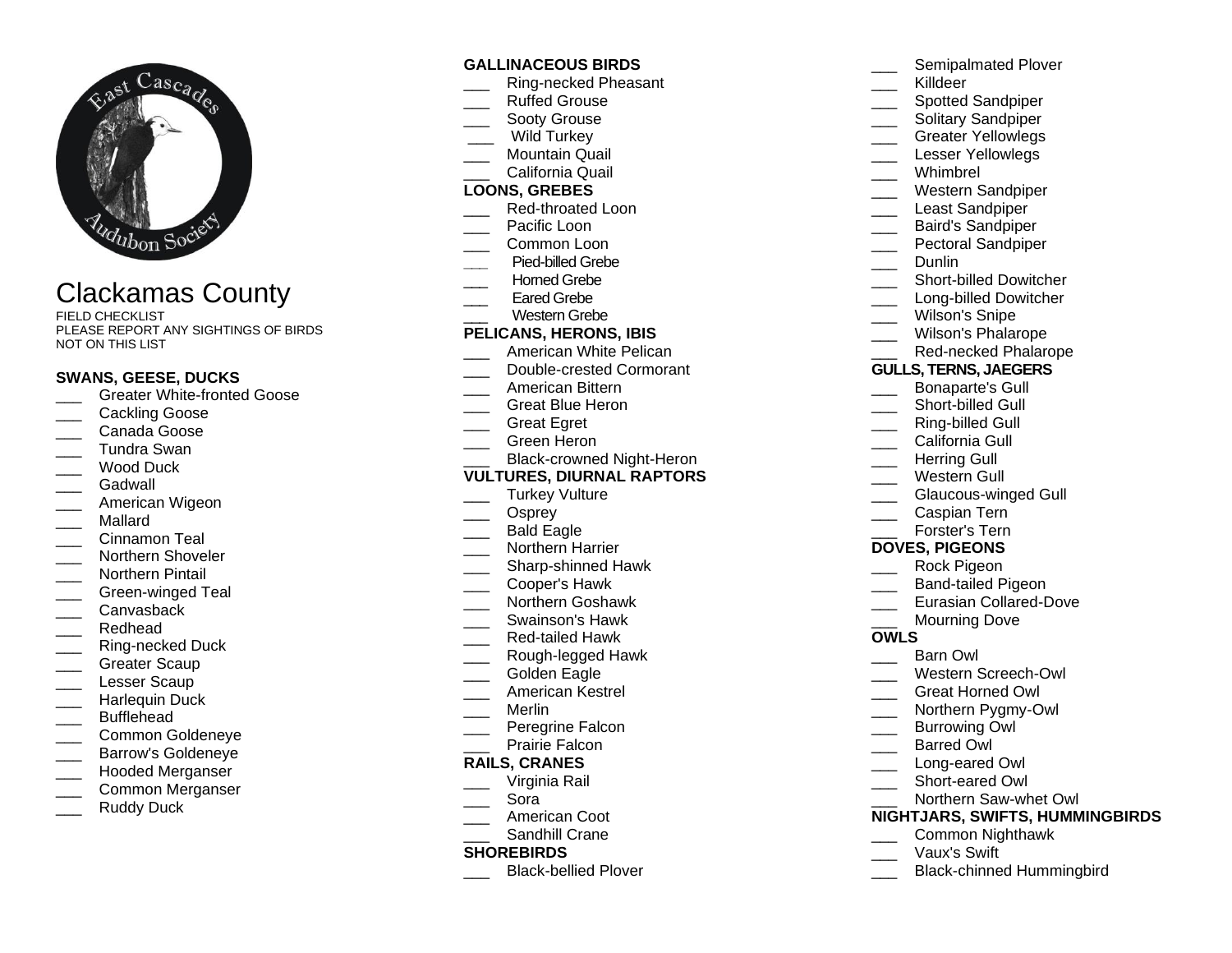# Clackamas County

FIELD CHECKLIST
PLEASE REPORT ANY SIGHTINGS OF BIRDS NOT ON THIS LIST

### SWANS, GEESE, DUCKS

- ___ Greater White-fronted Goose
- ___ Cackling Goose
- ___ Canada Goose
- ___ Tundra Swan
- ___ Wood Duck
- ___ Gadwall
- ___ American Wigeon
- ___ Mallard
- ___ Cinnamon Teal
- ___ Northern Shoveler
- ___ Northern Pintail
- ___ Green-winged Teal
- ___ Canvasback
- ___ Redhead
- ___ Ring-necked Duck
- ___ Greater Scaup
- ___ Lesser Scaup
- ___ Harlequin Duck
- ___ Bufflehead
- ___ Common Goldeneye
- ___ Barrow's Goldeneye
- ___ Hooded Merganser
- ___ Common Merganser
- ___ Ruddy Duck

### GALLINACEOUS BIRDS

- ___ Ring-necked Pheasant
- ___ Ruffed Grouse
- ___ Sooty Grouse
- ___ Wild Turkey
- ___ Mountain Quail
- ___ California Quail

### LOONS, GREBES

- ___ Red-throated Loon
- ___ Pacific Loon
- ___ Common Loon
- ___ Pied-billed Grebe
- ___ Horned Grebe
- ___ Eared Grebe
- ___ Western Grebe

### PELICANS, HERONS, IBIS

- ___ American White Pelican
- ___ Double-crested Cormorant
- ___ American Bittern
- ___ Great Blue Heron
- ___ Great Egret
- ___ Green Heron
- ___ Black-crowned Night-Heron

### VULTURES, DIURNAL RAPTORS

- ___ Turkey Vulture
- ___ Osprey
- ___ Bald Eagle
- ___ Northern Harrier
- ___ Sharp-shinned Hawk
- ___ Cooper's Hawk
- ___ Northern Goshawk
- ___ Swainson's Hawk
- ___ Red-tailed Hawk
- ___ Rough-legged Hawk
- ___ Golden Eagle
- ___ American Kestrel
- ___ Merlin
- ___ Peregrine Falcon
- ___ Prairie Falcon

### RAILS, CRANES

- ___ Virginia Rail
- ___ Sora
- ___ American Coot
- ___ Sandhill Crane

### SHOREBIRDS

- ___ Black-bellied Plover
- ___ Semipalmated Plover
- ___ Killdeer
- ___ Spotted Sandpiper
- ___ Solitary Sandpiper
- ___ Greater Yellowlegs
- ___ Lesser Yellowlegs
- ___ Whimbrel
- ___ Western Sandpiper
- ___ Least Sandpiper
- ___ Baird's Sandpiper
- ___ Pectoral Sandpiper
- ___ Dunlin
- ___ Short-billed Dowitcher
- ___ Long-billed Dowitcher
- ___ Wilson's Snipe
- ___ Wilson's Phalarope
- ___ Red-necked Phalarope

### GULLS, TERNS, JAEGERS

- ___ Bonaparte's Gull
- ___ Short-billed Gull
- ___ Ring-billed Gull
- ___ California Gull
- ___ Herring Gull
- ___ Western Gull
- ___ Glaucous-winged Gull
- ___ Caspian Tern
- ___ Forster's Tern

### DOVES, PIGEONS

- ___ Rock Pigeon
- ___ Band-tailed Pigeon
- ___ Eurasian Collared-Dove
- ___ Mourning Dove

### OWLS

- ___ Barn Owl
- ___ Western Screech-Owl
- ___ Great Horned Owl
- ___ Northern Pygmy-Owl
- ___ Burrowing Owl
- ___ Barred Owl
- ___ Long-eared Owl
- ___ Short-eared Owl
- ___ Northern Saw-whet Owl

### NIGHTJARS, SWIFTS, HUMMINGBIRDS

- ___ Common Nighthawk
- ___ Vaux's Swift
- ___ Black-chinned Hummingbird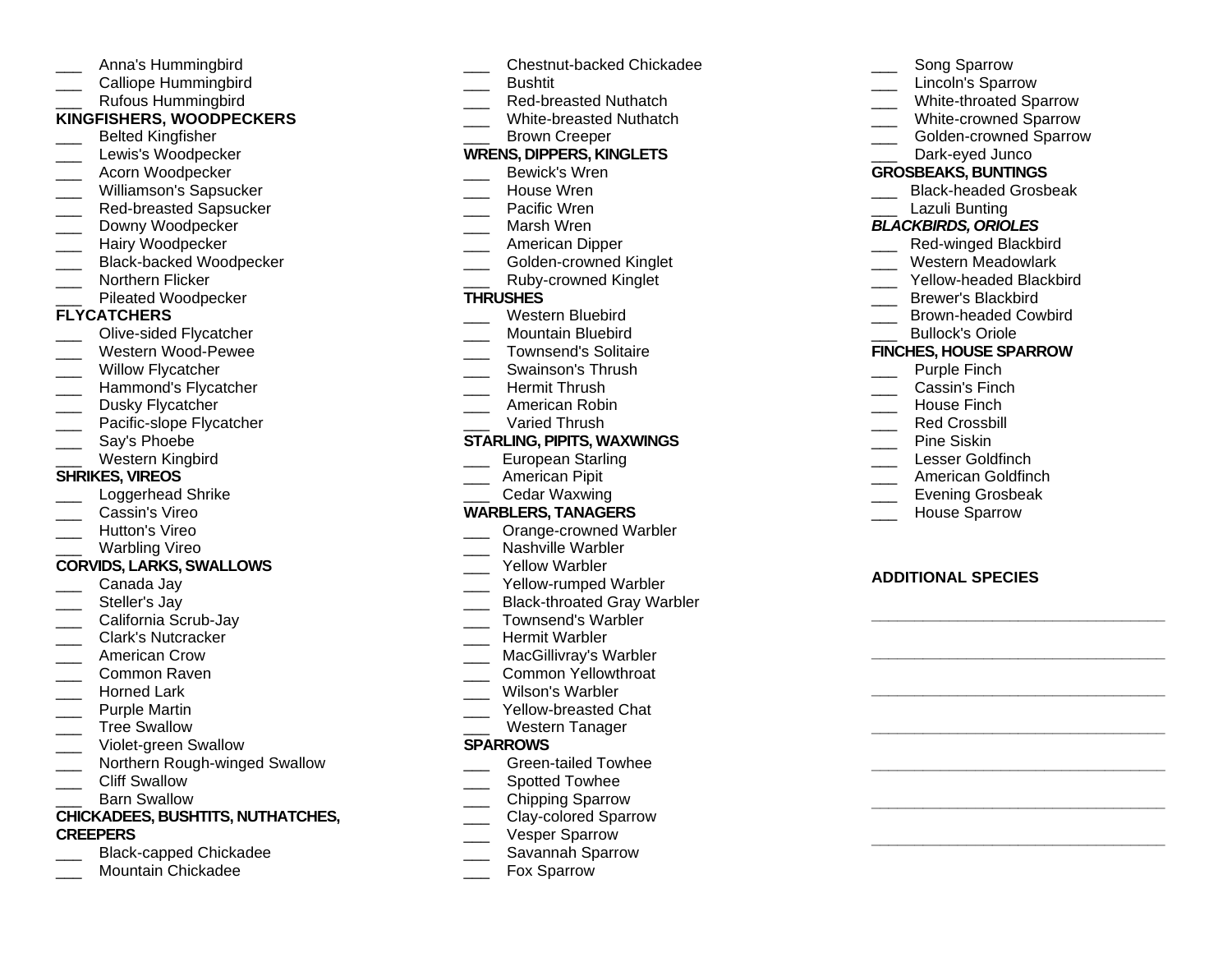___ Anna's Hummingbird
___ Calliope Hummingbird
___ Rufous Hummingbird

**KINGFISHERS, WOODPECKERS**

___ Belted Kingfisher
___ Lewis's Woodpecker
___ Acorn Woodpecker
___ Williamson's Sapsucker
___ Red-breasted Sapsucker
___ Downy Woodpecker
___ Hairy Woodpecker
___ Black-backed Woodpecker
___ Northern Flicker
___ Pileated Woodpecker

**FLYCATCHERS**

___ Olive-sided Flycatcher
___ Western Wood-Pewee
___ Willow Flycatcher
___ Hammond's Flycatcher
___ Dusky Flycatcher
___ Pacific-slope Flycatcher
___ Say's Phoebe
___ Western Kingbird

**SHRIKES, VIREOS**

___ Loggerhead Shrike
___ Cassin's Vireo
___ Hutton's Vireo
___ Warbling Vireo

**CORVIDS, LARKS, SWALLOWS**

___ Canada Jay
___ Steller's Jay
___ California Scrub-Jay
___ Clark's Nutcracker
___ American Crow
___ Common Raven
___ Horned Lark
___ Purple Martin
___ Tree Swallow
___ Violet-green Swallow
___ Northern Rough-winged Swallow
___ Cliff Swallow
___ Barn Swallow

**CHICKADEES, BUSHTITS, NUTHATCHES, CREEPERS**

___ Black-capped Chickadee
___ Mountain Chickadee
___ Chestnut-backed Chickadee
___ Bushtit
___ Red-breasted Nuthatch
___ White-breasted Nuthatch
___ Brown Creeper

**WRENS, DIPPERS, KINGLETS**

___ Bewick's Wren
___ House Wren
___ Pacific Wren
___ Marsh Wren
___ American Dipper
___ Golden-crowned Kinglet
___ Ruby-crowned Kinglet

**THRUSHES**

___ Western Bluebird
___ Mountain Bluebird
___ Townsend's Solitaire
___ Swainson's Thrush
___ Hermit Thrush
___ American Robin
___ Varied Thrush

**STARLING, PIPITS, WAXWINGS**

___ European Starling
___ American Pipit
___ Cedar Waxwing

**WARBLERS, TANAGERS**

___ Orange-crowned Warbler
___ Nashville Warbler
___ Yellow Warbler
___ Yellow-rumped Warbler
___ Black-throated Gray Warbler
___ Townsend's Warbler
___ Hermit Warbler
___ MacGillivray's Warbler
___ Common Yellowthroat
___ Wilson's Warbler
___ Yellow-breasted Chat
___ Western Tanager

**SPARROWS**

___ Green-tailed Towhee
___ Spotted Towhee
___ Chipping Sparrow
___ Clay-colored Sparrow
___ Vesper Sparrow
___ Savannah Sparrow
___ Fox Sparrow
___ Song Sparrow
___ Lincoln's Sparrow
___ White-throated Sparrow
___ White-crowned Sparrow
___ Golden-crowned Sparrow
___ Dark-eyed Junco

**GROSBEAKS, BUNTINGS**

___ Black-headed Grosbeak
___ Lazuli Bunting

***BLACKBIRDS, ORIOLES***

___ Red-winged Blackbird
___ Western Meadowlark
___ Yellow-headed Blackbird
___ Brewer's Blackbird
___ Brown-headed Cowbird
___ Bullock's Oriole

**FINCHES, HOUSE SPARROW**

___ Purple Finch
___ Cassin's Finch
___ House Finch
___ Red Crossbill
___ Pine Siskin
___ Lesser Goldfinch
___ American Goldfinch
___ Evening Grosbeak
___ House Sparrow

**ADDITIONAL SPECIES**

_______________________________

_______________________________

_______________________________

_______________________________

_______________________________

_______________________________

_______________________________